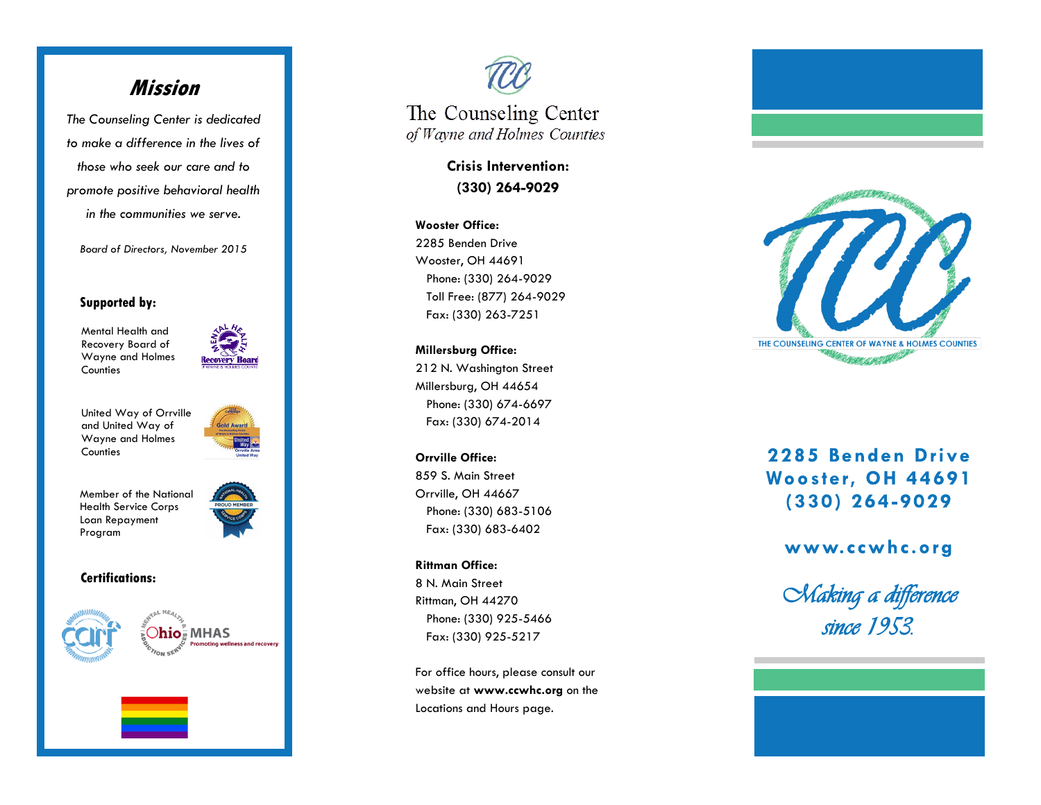## Mission

*The Counseling Center is dedicated to make a difference in the lives of those who seek our care and to promote positive behavioral health in the communities we serve.*

*Board of Directors, November 2015*

### Supported by:

Mental Health and Recovery Board of Wayne and Holmes Counties

United Way of Orrville and United Way of Wayne and Holmes Counties

Member of the National Health Service Corps Loan Repayment Program

### Certifications:

# The Counseling Center
*of Wayne and Holmes Counties*

**Crisis Intervention:**
**(330) 264-9029**

**Wooster Office:**
2285 Benden Drive
Wooster, OH 44691
Phone: (330) 264-9029
Toll Free: (877) 264-9029
Fax: (330) 263-7251

**Millersburg Office:**
212 N. Washington Street
Millersburg, OH 44654
Phone: (330) 674-6697
Fax: (330) 674-2014

**Orrville Office:**
859 S. Main Street
Orrville, OH 44667
Phone: (330) 683-5106
Fax: (330) 683-6402

**Rittman Office:**
8 N. Main Street
Rittman, OH 44270
Phone: (330) 925-5466
Fax: (330) 925-5217

For office hours, please consult our website at **www.ccwhc.org** on the Locations and Hours page.

THE COUNSELING CENTER OF WAYNE & HOLMES COUNTIES

**2285 Benden Drive**
**Wooster, OH 44691**
**(330) 264-9029**

**www.ccwhc.org**

*Making a difference since 1953.*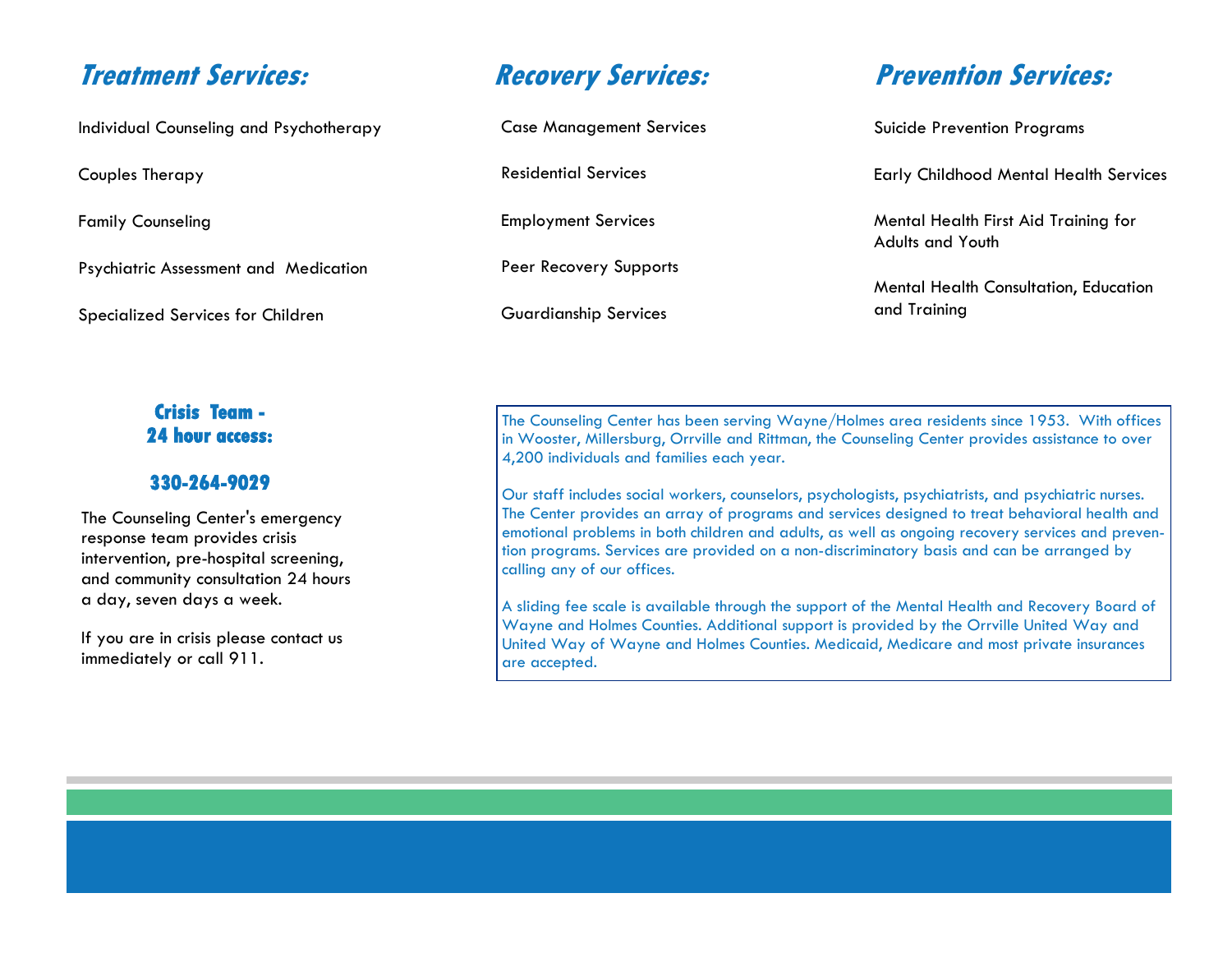## *Treatment Services:*

Individual Counseling and Psychotherapy

Couples Therapy

Family Counseling

Psychiatric Assessment and Medication

Specialized Services for Children

## *Recovery Services:*

Case Management Services

Residential Services

Employment Services

Peer Recovery Supports

Guardianship Services

## *Prevention Services:*

Suicide Prevention Programs

Early Childhood Mental Health Services

Mental Health First Aid Training for Adults and Youth

Mental Health Consultation, Education and Training

### Crisis Team - 24 hour access:

### 330-264-9029

The Counseling Center's emergency response team provides crisis intervention, pre-hospital screening, and community consultation 24 hours a day, seven days a week.

If you are in crisis please contact us immediately or call 911.

The Counseling Center has been serving Wayne/Holmes area residents since 1953. With offices in Wooster, Millersburg, Orrville and Rittman, the Counseling Center provides assistance to over 4,200 individuals and families each year.

Our staff includes social workers, counselors, psychologists, psychiatrists, and psychiatric nurses. The Center provides an array of programs and services designed to treat behavioral health and emotional problems in both children and adults, as well as ongoing recovery services and prevention programs. Services are provided on a non-discriminatory basis and can be arranged by calling any of our offices.

A sliding fee scale is available through the support of the Mental Health and Recovery Board of Wayne and Holmes Counties. Additional support is provided by the Orrville United Way and United Way of Wayne and Holmes Counties. Medicaid, Medicare and most private insurances are accepted.